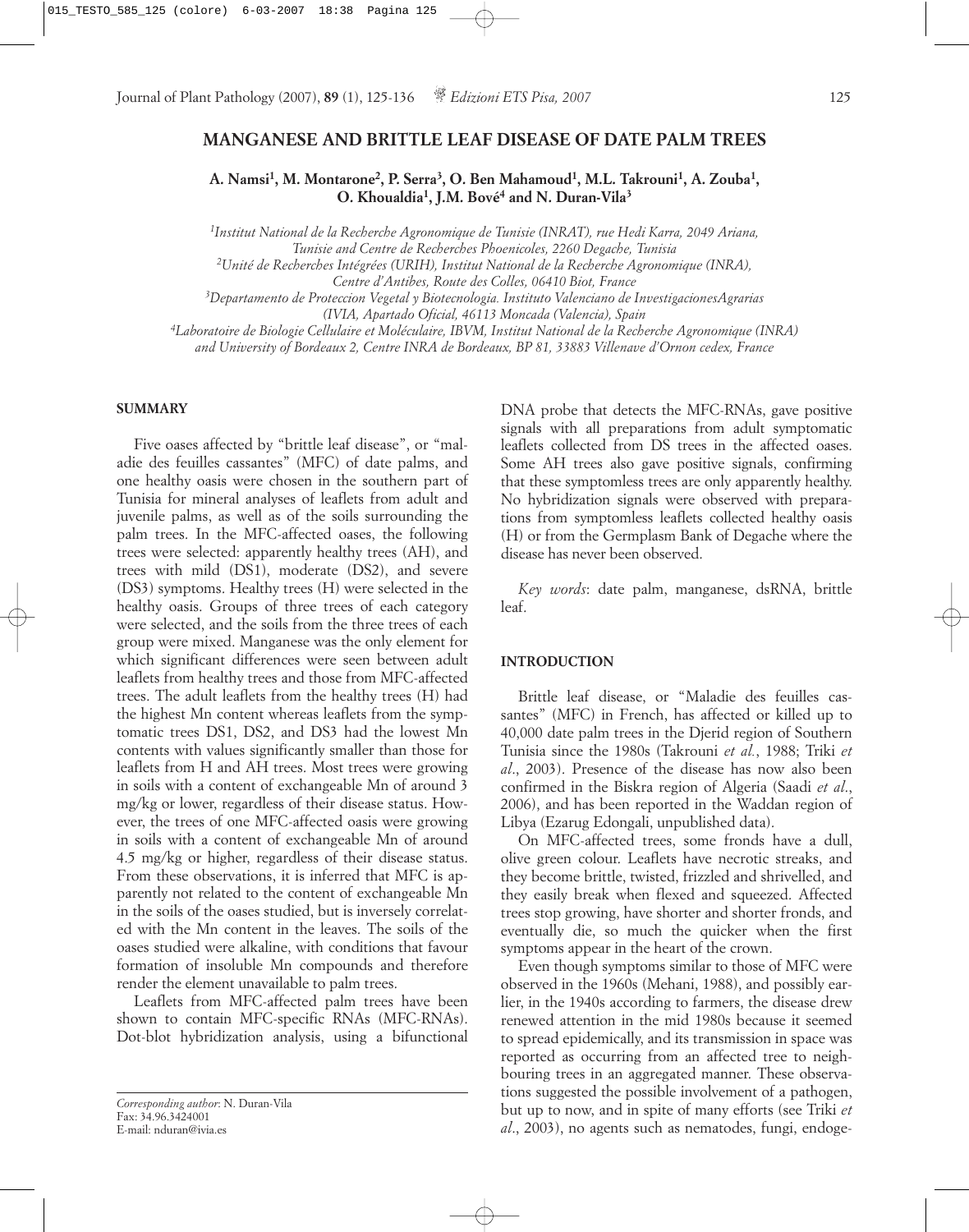# MANGANESE AND BRITTLE LEAF DISEASE OF DATE PALM TREES

**A. Namsi[1], M. Montarone[2], P. Serra[3], O. Ben Mahamoud[1], M.L. Takrouni[1], A. Zouba[1], O. Khoualdia[1], J.M. Bové[4] and N. Duran-Vila[3]**

*[1]Institut National de la Recherche Agronomique de Tunisie (INRAT), rue Hedi Karra, 2049 Ariana, Tunisie and Centre de Recherches Phoenicoles, 2260 Degache, Tunisia*
*[2]Unité de Recherches Intégrées (URIH), Institut National de la Recherche Agronomique (INRA), Centre d'Antibes, Route des Colles, 06410 Biot, France*
*[3]Departamento de Proteccion Vegetal y Biotecnologia. Instituto Valenciano de InvestigacionesAgrarias (IVIA, Apartado Oficial, 46113 Moncada (Valencia), Spain*
*[4]Laboratoire de Biologie Cellulaire et Moléculaire, IBVM, Institut National de la Recherche Agronomique (INRA) and University of Bordeaux 2, Centre INRA de Bordeaux, BP 81, 33883 Villenave d'Ornon cedex, France*

## SUMMARY

Five oases affected by "brittle leaf disease", or "maladie des feuilles cassantes" (MFC) of date palms, and one healthy oasis were chosen in the southern part of Tunisia for mineral analyses of leaflets from adult and juvenile palms, as well as of the soils surrounding the palm trees. In the MFC-affected oases, the following trees were selected: apparently healthy trees (AH), and trees with mild (DS1), moderate (DS2), and severe (DS3) symptoms. Healthy trees (H) were selected in the healthy oasis. Groups of three trees of each category were selected, and the soils from the three trees of each group were mixed. Manganese was the only element for which significant differences were seen between adult leaflets from healthy trees and those from MFC-affected trees. The adult leaflets from the healthy trees (H) had the highest Mn content whereas leaflets from the symptomatic trees DS1, DS2, and DS3 had the lowest Mn contents with values significantly smaller than those for leaflets from H and AH trees. Most trees were growing in soils with a content of exchangeable Mn of around 3 mg/kg or lower, regardless of their disease status. However, the trees of one MFC-affected oasis were growing in soils with a content of exchangeable Mn of around 4.5 mg/kg or higher, regardless of their disease status. From these observations, it is inferred that MFC is apparently not related to the content of exchangeable Mn in the soils of the oases studied, but is inversely correlated with the Mn content in the leaves. The soils of the oases studied were alkaline, with conditions that favour formation of insoluble Mn compounds and therefore render the element unavailable to palm trees.

Leaflets from MFC-affected palm trees have been shown to contain MFC-specific RNAs (MFC-RNAs). Dot-blot hybridization analysis, using a bifunctional DNA probe that detects the MFC-RNAs, gave positive signals with all preparations from adult symptomatic leaflets collected from DS trees in the affected oases. Some AH trees also gave positive signals, confirming that these symptomless trees are only apparently healthy. No hybridization signals were observed with preparations from symptomless leaflets collected healthy oasis (H) or from the Germplasm Bank of Degache where the disease has never been observed.

*Key words*: date palm, manganese, dsRNA, brittle leaf.

## INTRODUCTION

Brittle leaf disease, or "Maladie des feuilles cassantes" (MFC) in French, has affected or killed up to 40,000 date palm trees in the Djerid region of Southern Tunisia since the 1980s (Takrouni *et al.*, 1988; Triki *et al*., 2003). Presence of the disease has now also been confirmed in the Biskra region of Algeria (Saadi *et al*., 2006), and has been reported in the Waddan region of Libya (Ezarug Edongali, unpublished data).

On MFC-affected trees, some fronds have a dull, olive green colour. Leaflets have necrotic streaks, and they become brittle, twisted, frizzled and shrivelled, and they easily break when flexed and squeezed. Affected trees stop growing, have shorter and shorter fronds, and eventually die, so much the quicker when the first symptoms appear in the heart of the crown.

Even though symptoms similar to those of MFC were observed in the 1960s (Mehani, 1988), and possibly earlier, in the 1940s according to farmers, the disease drew renewed attention in the mid 1980s because it seemed to spread epidemically, and its transmission in space was reported as occurring from an affected tree to neighbouring trees in an aggregated manner. These observations suggested the possible involvement of a pathogen, but up to now, and in spite of many efforts (see Triki *et al*., 2003), no agents such as nematodes, fungi, endoge-

*Corresponding author*: N. Duran-Vila
Fax: 34.96.3424001
E-mail: nduran@ivia.es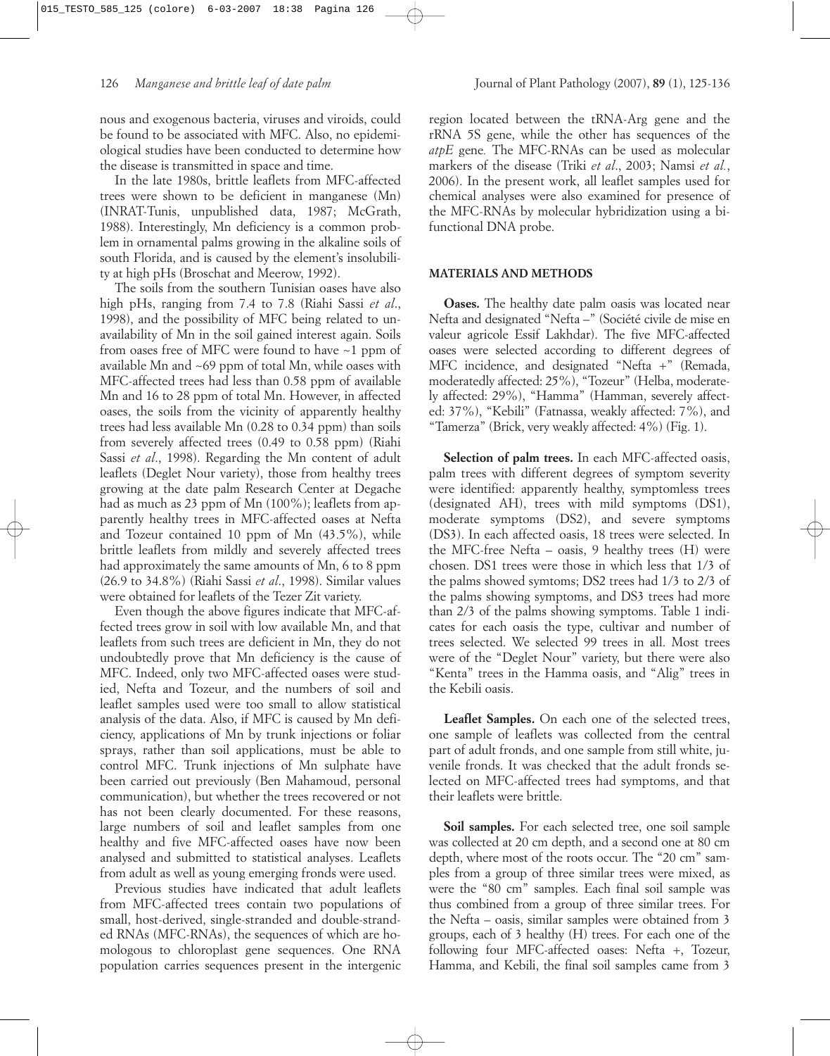nous and exogenous bacteria, viruses and viroids, could be found to be associated with MFC. Also, no epidemiological studies have been conducted to determine how the disease is transmitted in space and time.

In the late 1980s, brittle leaflets from MFC-affected trees were shown to be deficient in manganese (Mn) (INRAT-Tunis, unpublished data, 1987; McGrath, 1988). Interestingly, Mn deficiency is a common problem in ornamental palms growing in the alkaline soils of south Florida, and is caused by the element's insolubility at high pHs (Broschat and Meerow, 1992).

The soils from the southern Tunisian oases have also high pHs, ranging from 7.4 to 7.8 (Riahi Sassi *et al*., 1998), and the possibility of MFC being related to unavailability of Mn in the soil gained interest again. Soils from oases free of MFC were found to have ~1 ppm of available Mn and ~69 ppm of total Mn, while oases with MFC-affected trees had less than 0.58 ppm of available Mn and 16 to 28 ppm of total Mn. However, in affected oases, the soils from the vicinity of apparently healthy trees had less available Mn (0.28 to 0.34 ppm) than soils from severely affected trees (0.49 to 0.58 ppm) (Riahi Sassi *et al*., 1998). Regarding the Mn content of adult leaflets (Deglet Nour variety), those from healthy trees growing at the date palm Research Center at Degache had as much as 23 ppm of Mn (100%); leaflets from apparently healthy trees in MFC-affected oases at Nefta and Tozeur contained 10 ppm of Mn (43.5%), while brittle leaflets from mildly and severely affected trees had approximately the same amounts of Mn, 6 to 8 ppm (26.9 to 34.8%) (Riahi Sassi *et al*., 1998). Similar values were obtained for leaflets of the Tezer Zit variety.

Even though the above figures indicate that MFC-affected trees grow in soil with low available Mn, and that leaflets from such trees are deficient in Mn, they do not undoubtedly prove that Mn deficiency is the cause of MFC. Indeed, only two MFC-affected oases were studied, Nefta and Tozeur, and the numbers of soil and leaflet samples used were too small to allow statistical analysis of the data. Also, if MFC is caused by Mn deficiency, applications of Mn by trunk injections or foliar sprays, rather than soil applications, must be able to control MFC. Trunk injections of Mn sulphate have been carried out previously (Ben Mahamoud, personal communication), but whether the trees recovered or not has not been clearly documented. For these reasons, large numbers of soil and leaflet samples from one healthy and five MFC-affected oases have now been analysed and submitted to statistical analyses. Leaflets from adult as well as young emerging fronds were used.

Previous studies have indicated that adult leaflets from MFC-affected trees contain two populations of small, host-derived, single-stranded and double-stranded RNAs (MFC-RNAs), the sequences of which are homologous to chloroplast gene sequences. One RNA population carries sequences present in the intergenic region located between the tRNA-Arg gene and the rRNA 5S gene, while the other has sequences of the *atpE* gene. The MFC-RNAs can be used as molecular markers of the disease (Triki *et al*., 2003; Namsi *et al.*, 2006). In the present work, all leaflet samples used for chemical analyses were also examined for presence of the MFC-RNAs by molecular hybridization using a bifunctional DNA probe.

## MATERIALS AND METHODS

**Oases.** The healthy date palm oasis was located near Nefta and designated "Nefta –" (Société civile de mise en valeur agricole Essif Lakhdar). The five MFC-affected oases were selected according to different degrees of MFC incidence, and designated "Nefta +" (Remada, moderatedly affected: 25%), "Tozeur" (Helba, moderately affected: 29%), "Hamma" (Hamman, severely affected: 37%), "Kebili" (Fatnassa, weakly affected: 7%), and "Tamerza" (Brick, very weakly affected: 4%) (Fig. 1).

**Selection of palm trees.** In each MFC-affected oasis, palm trees with different degrees of symptom severity were identified: apparently healthy, symptomless trees (designated AH), trees with mild symptoms (DS1), moderate symptoms (DS2), and severe symptoms (DS3). In each affected oasis, 18 trees were selected. In the MFC-free Nefta – oasis, 9 healthy trees (H) were chosen. DS1 trees were those in which less that 1/3 of the palms showed symtoms; DS2 trees had 1/3 to 2/3 of the palms showing symptoms, and DS3 trees had more than 2/3 of the palms showing symptoms. Table 1 indicates for each oasis the type, cultivar and number of trees selected. We selected 99 trees in all. Most trees were of the "Deglet Nour" variety, but there were also "Kenta" trees in the Hamma oasis, and "Alig" trees in the Kebili oasis.

**Leaflet Samples.** On each one of the selected trees, one sample of leaflets was collected from the central part of adult fronds, and one sample from still white, juvenile fronds. It was checked that the adult fronds selected on MFC-affected trees had symptoms, and that their leaflets were brittle.

**Soil samples.** For each selected tree, one soil sample was collected at 20 cm depth, and a second one at 80 cm depth, where most of the roots occur. The "20 cm" samples from a group of three similar trees were mixed, as were the "80 cm" samples. Each final soil sample was thus combined from a group of three similar trees. For the Nefta – oasis, similar samples were obtained from 3 groups, each of 3 healthy (H) trees. For each one of the following four MFC-affected oases: Nefta +, Tozeur, Hamma, and Kebili, the final soil samples came from 3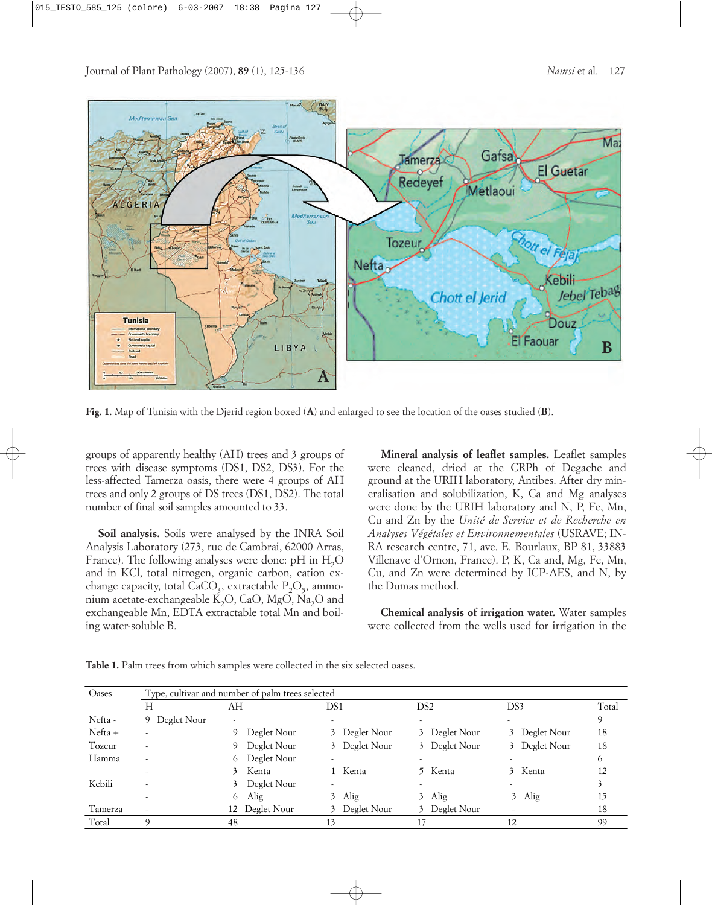Fig. 1. Map of Tunisia with the Djerid region boxed (**A**) and enlarged to see the location of the oases studied (**B**).

groups of apparently healthy (AH) trees and 3 groups of trees with disease symptoms (DS1, DS2, DS3). For the less-affected Tamerza oasis, there were 4 groups of AH trees and only 2 groups of DS trees (DS1, DS2). The total number of final soil samples amounted to 33.

**Soil analysis.** Soils were analysed by the INRA Soil Analysis Laboratory (273, rue de Cambrai, 62000 Arras, France). The following analyses were done: pH in $H_2O$ and in KCl, total nitrogen, organic carbon, cation exchange capacity, total $CaCO_3$, extractable $P_2O_5$, ammonium acetate-exchangeable $K_2O$, CaO, MgO, $Na_2O$ and exchangeable Mn, EDTA extractable total Mn and boiling water-soluble B.

**Mineral analysis of leaflet samples.** Leaflet samples were cleaned, dried at the CRPh of Degache and ground at the URIH laboratory, Antibes. After dry mineralisation and solubilization, K, Ca and Mg analyses were done by the URIH laboratory and N, P, Fe, Mn, Cu and Zn by the *Unité de Service et de Recherche en Analyses Végétales et Environnementales* (USRAVE; INRA research centre, 71, ave. E. Bourlaux, BP 81, 33883 Villenave d'Ornon, France). P, K, Ca and, Mg, Fe, Mn, Cu, and Zn were determined by ICP-AES, and N, by the Dumas method.

**Chemical analysis of irrigation water.** Water samples were collected from the wells used for irrigation in the

**Table 1.** Palm trees from which samples were collected in the six selected oases.

| Oases | Type, cultivar and number of palm trees selected | | | | | |
|---|---|---|---|---|---|---|
| | H | AH | DS1 | DS2 | DS3 | Total |
| Nefta - | 9 Deglet Nour | - | - | - | - | 9 |
| Nefta + | - | 9 Deglet Nour | 3 Deglet Nour | 3 Deglet Nour | 3 Deglet Nour | 18 |
| Tozeur | - | 9 Deglet Nour | 3 Deglet Nour | 3 Deglet Nour | 3 Deglet Nour | 18 |
| Hamma | - | 6 Deglet Nour | - | - | - | 6 |
| | - | 3 Kenta | 1 Kenta | 5 Kenta | 3 Kenta | 12 |
| Kebili | - | 3 Deglet Nour | - | - | - | 3 |
| | - | 6 Alig | 3 Alig | 3 Alig | 3 Alig | 15 |
| Tamerza | - | 12 Deglet Nour | 3 Deglet Nour | 3 Deglet Nour | - | 18 |
| Total | 9 | 48 | 13 | 17 | 12 | 99 |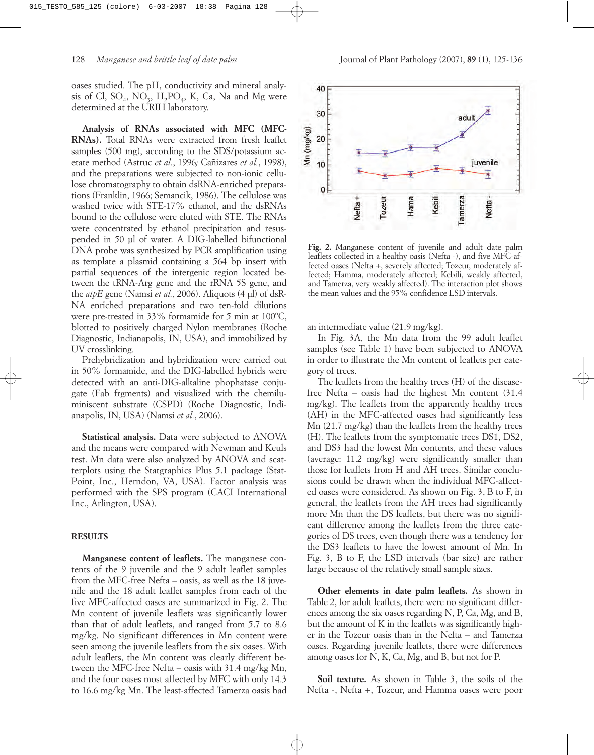oases studied. The pH, conductivity and mineral analysis of Cl, $SO_4$, $NO_3$, $H_2PO_4$, K, Ca, Na and Mg were determined at the URIH laboratory.

**Analysis of RNAs associated with MFC (MFC-RNAs).** Total RNAs were extracted from fresh leaflet samples (500 mg), according to the SDS/potassium acetate method (Astruc *et al.*, 1996; Cañizares *et al.*, 1998), and the preparations were subjected to non-ionic cellulose chromatography to obtain dsRNA-enriched preparations (Franklin, 1966; Semancik, 1986). The cellulose was washed twice with STE-17% ethanol, and the dsRNAs bound to the cellulose were eluted with STE. The RNAs were concentrated by ethanol precipitation and resuspended in 50 µl of water. A DIG-labelled bifunctional DNA probe was synthesized by PCR amplification using as template a plasmid containing a 564 bp insert with partial sequences of the intergenic region located between the tRNA-Arg gene and the rRNA 5S gene, and the *atpE* gene (Namsi *et al.*, 2006). Aliquots (4 µl) of dsRNA enriched preparations and two ten-fold dilutions were pre-treated in 33% formamide for 5 min at 100°C, blotted to positively charged Nylon membranes (Roche Diagnostic, Indianapolis, IN, USA), and immobilized by UV crosslinking.

Prehybridization and hybridization were carried out in 50% formamide, and the DIG-labelled hybrids were detected with an anti-DIG-alkaline phophatase conjugate (Fab frgments) and visualized with the chemiluminiscent substrate (CSPD) (Roche Diagnostic, Indianapolis, IN, USA) (Namsi *et al.*, 2006).

**Statistical analysis.** Data were subjected to ANOVA and the means were compared with Newman and Keuls test. Mn data were also analyzed by ANOVA and scatterplots using the Statgraphics Plus 5.1 package (Stat-Point, Inc., Herndon, VA, USA). Factor analysis was performed with the SPS program (CACI International Inc., Arlington, USA).

## RESULTS

**Manganese content of leaflets.** The manganese contents of the 9 juvenile and the 9 adult leaflet samples from the MFC-free Nefta – oasis, as well as the 18 juvenile and the 18 adult leaflet samples from each of the five MFC-affected oases are summarized in Fig. 2. The Mn content of juvenile leaflets was significantly lower than that of adult leaflets, and ranged from 5.7 to 8.6 mg/kg. No significant differences in Mn content were seen among the juvenile leaflets from the six oases. With adult leaflets, the Mn content was clearly different between the MFC-free Nefta – oasis with 31.4 mg/kg Mn, and the four oases most affected by MFC with only 14.3 to 16.6 mg/kg Mn. The least-affected Tamerza oasis had an intermediate value (21.9 mg/kg).

**Fig. 2.** Manganese content of juvenile and adult date palm leaflets collected in a healthy oasis (Nefta -), and five MFC-affected oases (Nefta +, severely affected; Tozeur, moderately affected; Hamma, moderately affected; Kebili, weakly affected, and Tamerza, very weakly affected). The interaction plot shows the mean values and the 95% confidence LSD intervals.

In Fig. 3A, the Mn data from the 99 adult leaflet samples (see Table 1) have been subjected to ANOVA in order to illustrate the Mn content of leaflets per category of trees.

The leaflets from the healthy trees (H) of the disease-free Nefta – oasis had the highest Mn content (31.4 mg/kg). The leaflets from the apparently healthy trees (AH) in the MFC-affected oases had significantly less Mn (21.7 mg/kg) than the leaflets from the healthy trees (H). The leaflets from the symptomatic trees DS1, DS2, and DS3 had the lowest Mn contents, and these values (average: 11.2 mg/kg) were significantly smaller than those for leaflets from H and AH trees. Similar conclusions could be drawn when the individual MFC-affected oases were considered. As shown on Fig. 3, B to F, in general, the leaflets from the AH trees had significantly more Mn than the DS leaflets, but there was no significant difference among the leaflets from the three categories of DS trees, even though there was a tendency for the DS3 leaflets to have the lowest amount of Mn. In Fig. 3, B to F, the LSD intervals (bar size) are rather large because of the relatively small sample sizes.

**Other elements in date palm leaflets.** As shown in Table 2, for adult leaflets, there were no significant differences among the six oases regarding N, P, Ca, Mg, and B, but the amount of K in the leaflets was significantly higher in the Tozeur oasis than in the Nefta – and Tamerza oases. Regarding juvenile leaflets, there were differences among oases for N, K, Ca, Mg, and B, but not for P.

**Soil texture.** As shown in Table 3, the soils of the Nefta -, Nefta +, Tozeur, and Hamma oases were poor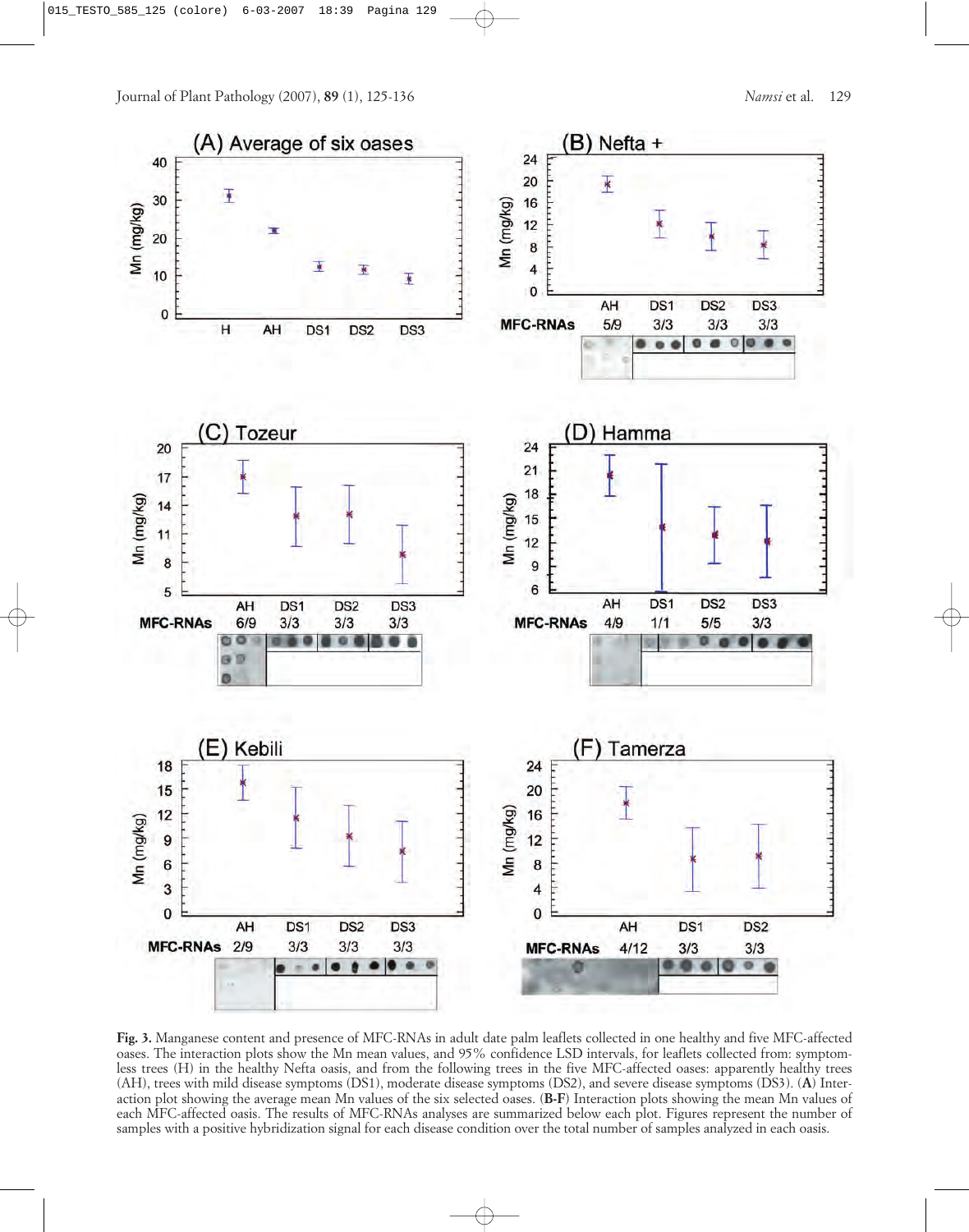**Fig. 3.** Manganese content and presence of MFC-RNAs in adult date palm leaflets collected in one healthy and five MFC-affected oases. The interaction plots show the Mn mean values, and 95% confidence LSD intervals, for leaflets collected from: symptomless trees (H) in the healthy Nefta oasis, and from the following trees in the five MFC-affected oases: apparently healthy trees (AH), trees with mild disease symptoms (DS1), moderate disease symptoms (DS2), and severe disease symptoms (DS3). (**A**) Interaction plot showing the average mean Mn values of the six selected oases. (**B-F**) Interaction plots showing the mean Mn values of each MFC-affected oasis. The results of MFC-RNAs analyses are summarized below each plot. Figures represent the number of samples with a positive hybridization signal for each disease condition over the total number of samples analyzed in each oasis.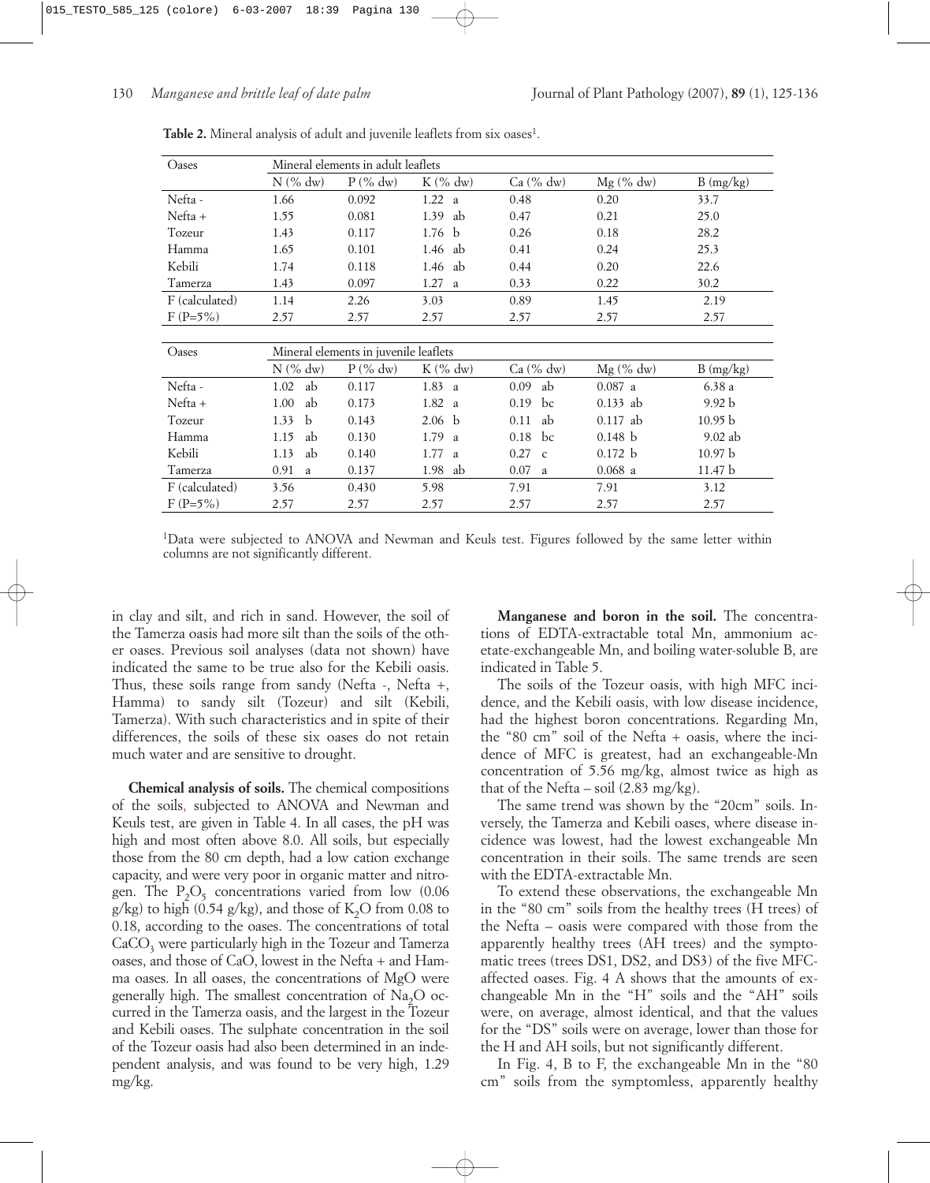**Table 2.** Mineral analysis of adult and juvenile leaflets from six oases[1].

| Oases | Mineral elements in adult leaflets | | | | | |
|---|---|---|---|---|---|---|
| | N (% dw) | P (% dw) | K (% dw) | Ca (% dw) | Mg (% dw) | B (mg/kg) |
| Nefta - | 1.66 | 0.092 | 1.22 a | 0.48 | 0.20 | 33.7 |
| Nefta + | 1.55 | 0.081 | 1.39 ab | 0.47 | 0.21 | 25.0 |
| Tozeur | 1.43 | 0.117 | 1.76 b | 0.26 | 0.18 | 28.2 |
| Hamma | 1.65 | 0.101 | 1.46 ab | 0.41 | 0.24 | 25.3 |
| Kebili | 1.74 | 0.118 | 1.46 ab | 0.44 | 0.20 | 22.6 |
| Tamerza | 1.43 | 0.097 | 1.27 a | 0.33 | 0.22 | 30.2 |
| F (calculated) | 1.14 | 2.26 | 3.03 | 0.89 | 1.45 | 2.19 |
| F (P=5%) | 2.57 | 2.57 | 2.57 | 2.57 | 2.57 | 2.57 |

| Oases | Mineral elements in juvenile leaflets | | | | | |
|---|---|---|---|---|---|---|
| | N (% dw) | P (% dw) | K (% dw) | Ca (% dw) | Mg (% dw) | B (mg/kg) |
| Nefta - | 1.02 ab | 0.117 | 1.83 a | 0.09 ab | 0.087 a | 6.38 a |
| Nefta + | 1.00 ab | 0.173 | 1.82 a | 0.19 bc | 0.133 ab | 9.92 b |
| Tozeur | 1.33 b | 0.143 | 2.06 b | 0.11 ab | 0.117 ab | 10.95 b |
| Hamma | 1.15 ab | 0.130 | 1.79 a | 0.18 bc | 0.148 b | 9.02 ab |
| Kebili | 1.13 ab | 0.140 | 1.77 a | 0.27 c | 0.172 b | 10.97 b |
| Tamerza | 0.91 a | 0.137 | 1.98 ab | 0.07 a | 0.068 a | 11.47 b |
| F (calculated) | 3.56 | 0.430 | 5.98 | 7.91 | 7.91 | 3.12 |
| F (P=5%) | 2.57 | 2.57 | 2.57 | 2.57 | 2.57 | 2.57 |

[1]Data were subjected to ANOVA and Newman and Keuls test. Figures followed by the same letter within columns are not significantly different.

in clay and silt, and rich in sand. However, the soil of the Tamerza oasis had more silt than the soils of the other oases. Previous soil analyses (data not shown) have indicated the same to be true also for the Kebili oasis. Thus, these soils range from sandy (Nefta -, Nefta +, Hamma) to sandy silt (Tozeur) and silt (Kebili, Tamerza). With such characteristics and in spite of their differences, the soils of these six oases do not retain much water and are sensitive to drought.

**Chemical analysis of soils.** The chemical compositions of the soils, subjected to ANOVA and Newman and Keuls test, are given in Table 4. In all cases, the pH was high and most often above 8.0. All soils, but especially those from the 80 cm depth, had a low cation exchange capacity, and were very poor in organic matter and nitrogen. The $P_2O_5$ concentrations varied from low (0.06 g/kg) to high (0.54 g/kg), and those of $K_2O$ from 0.08 to 0.18, according to the oases. The concentrations of total $CaCO_3$ were particularly high in the Tozeur and Tamerza oases, and those of CaO, lowest in the Nefta + and Hamma oases. In all oases, the concentrations of MgO were generally high. The smallest concentration of $Na_2O$ occurred in the Tamerza oasis, and the largest in the Tozeur and Kebili oases. The sulphate concentration in the soil of the Tozeur oasis had also been determined in an independent analysis, and was found to be very high, 1.29 mg/kg.

**Manganese and boron in the soil.** The concentrations of EDTA-extractable total Mn, ammonium acetate-exchangeable Mn, and boiling water-soluble B, are indicated in Table 5.

The soils of the Tozeur oasis, with high MFC incidence, and the Kebili oasis, with low disease incidence, had the highest boron concentrations. Regarding Mn, the "80 cm" soil of the Nefta + oasis, where the incidence of MFC is greatest, had an exchangeable-Mn concentration of 5.56 mg/kg, almost twice as high as that of the Nefta – soil (2.83 mg/kg).

The same trend was shown by the "20cm" soils. Inversely, the Tamerza and Kebili oases, where disease incidence was lowest, had the lowest exchangeable Mn concentration in their soils. The same trends are seen with the EDTA-extractable Mn.

To extend these observations, the exchangeable Mn in the "80 cm" soils from the healthy trees (H trees) of the Nefta – oasis were compared with those from the apparently healthy trees (AH trees) and the symptomatic trees (trees DS1, DS2, and DS3) of the five MFC-affected oases. Fig. 4 A shows that the amounts of exchangeable Mn in the "H" soils and the "AH" soils were, on average, almost identical, and that the values for the "DS" soils were on average, lower than those for the H and AH soils, but not significantly different.

In Fig. 4, B to F, the exchangeable Mn in the "80 cm" soils from the symptomless, apparently healthy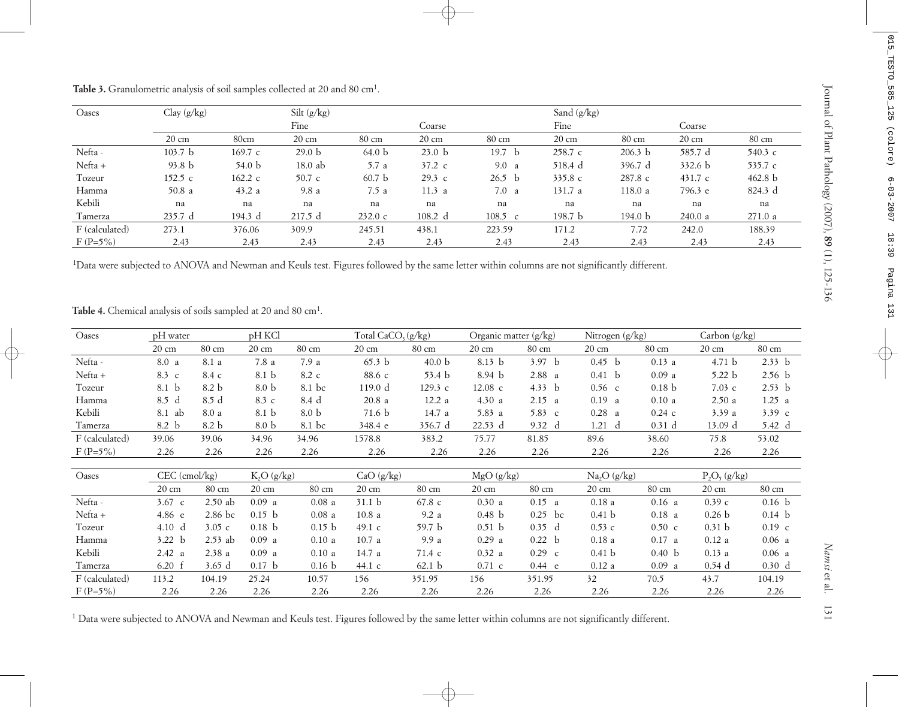**Table 3.** Granulometric analysis of soil samples collected at 20 and 80 cm[1].

| Oases | Clay (g/kg) | | Silt (g/kg) | | | | Sand (g/kg) | | | |
|---|---|---|---|---|---|---|---|---|---|---|
| | | | Fine | | Coarse | | Fine | | Coarse | |
| | 20 cm | 80cm | 20 cm | 80 cm | 20 cm | 80 cm | 20 cm | 80 cm | 20 cm | 80 cm |
| Nefta - | 103.7 b | 169.7 c | 29.0 b | 64.0 b | 23.0 b | 19.7 b | 258.7 c | 206.3 b | 585.7 d | 540.3 c |
| Nefta + | 93.8 b | 54.0 b | 18.0 ab | 5.7 a | 37.2 c | 9.0 a | 518.4 d | 396.7 d | 332.6 b | 535.7 c |
| Tozeur | 152.5 c | 162.2 c | 50.7 c | 60.7 b | 29.3 c | 26.5 b | 335.8 c | 287.8 c | 431.7 c | 462.8 b |
| Hamma | 50.8 a | 43.2 a | 9.8 a | 7.5 a | 11.3 a | 7.0 a | 131.7 a | 118.0 a | 796.3 e | 824.3 d |
| Kebili | na | na | na | na | na | na | na | na | na | na |
| Tamerza | 235.7 d | 194.3 d | 217.5 d | 232.0 c | 108.2 d | 108.5 c | 198.7 b | 194.0 b | 240.0 a | 271.0 a |
| F (calculated) | 273.1 | 376.06 | 309.9 | 245.51 | 438.1 | 223.59 | 171.2 | 7.72 | 242.0 | 188.39 |
| F (P=5%) | 2.43 | 2.43 | 2.43 | 2.43 | 2.43 | 2.43 | 2.43 | 2.43 | 2.43 | 2.43 |

[1]Data were subjected to ANOVA and Newman and Keuls test. Figures followed by the same letter within columns are not significantly different.

**Table 4.** Chemical analysis of soils sampled at 20 and 80 cm[1].

| Oases | pH water | | pH KCl | | Total $CaCO_3$ (g/kg) | | Organic matter (g/kg) | | Nitrogen (g/kg) | | Carbon (g/kg) | |
|---|---|---|---|---|---|---|---|---|---|---|---|---|
| | 20 cm | 80 cm | 20 cm | 80 cm | 20 cm | 80 cm | 20 cm | 80 cm | 20 cm | 80 cm | 20 cm | 80 cm |
| Nefta - | 8.0 a | 8.1 a | 7.8 a | 7.9 a | 65.3 b | 40.0 b | 8.13 b | 3.97 b | 0.45 b | 0.13 a | 4.71 b | 2.33 b |
| Nefta + | 8.3 c | 8.4 c | 8.1 b | 8.2 c | 88.6 c | 53.4 b | 8.94 b | 2.88 a | 0.41 b | 0.09 a | 5.22 b | 2.56 b |
| Tozeur | 8.1 b | 8.2 b | 8.0 b | 8.1 bc | 119.0 d | 129.3 c | 12.08 c | 4.33 b | 0.56 c | 0.18 b | 7.03 c | 2.53 b |
| Hamma | 8.5 d | 8.5 d | 8.3 c | 8.4 d | 20.8 a | 12.2 a | 4.30 a | 2.15 a | 0.19 a | 0.10 a | 2.50 a | 1.25 a |
| Kebili | 8.1 ab | 8.0 a | 8.1 b | 8.0 b | 71.6 b | 14.7 a | 5.83 a | 5.83 c | 0.28 a | 0.24 c | 3.39 a | 3.39 c |
| Tamerza | 8.2 b | 8.2 b | 8.0 b | 8.1 bc | 348.4 e | 356.7 d | 22.53 d | 9.32 d | 1.21 d | 0.31 d | 13.09 d | 5.42 d |
| F (calculated) | 39.06 | 39.06 | 34.96 | 34.96 | 1578.8 | 383.2 | 75.77 | 81.85 | 89.6 | 38.60 | 75.8 | 53.02 |
| F (P=5%) | 2.26 | 2.26 | 2.26 | 2.26 | 2.26 | 2.26 | 2.26 | 2.26 | 2.26 | 2.26 | 2.26 | 2.26 |

| Oases | CEC (cmol/kg) | | $K_2O$ (g/kg) | | CaO (g/kg) | | MgO (g/kg) | | $Na_2O$ (g/kg) | | $P_2O_5$ (g/kg) | |
|---|---|---|---|---|---|---|---|---|---|---|---|---|
| | 20 cm | 80 cm | 20 cm | 80 cm | 20 cm | 80 cm | 20 cm | 80 cm | 20 cm | 80 cm | 20 cm | 80 cm |
| Nefta - | 3.67 c | 2.50 ab | 0.09 a | 0.08 a | 31.1 b | 67.8 c | 0.30 a | 0.15 a | 0.18 a | 0.16 a | 0.39 c | 0.16 b |
| Nefta + | 4.86 e | 2.86 bc | 0.15 b | 0.08 a | 10.8 a | 9.2 a | 0.48 b | 0.25 bc | 0.41 b | 0.18 a | 0.26 b | 0.14 b |
| Tozeur | 4.10 d | 3.05 c | 0.18 b | 0.15 b | 49.1 c | 59.7 b | 0.51 b | 0.35 d | 0.53 c | 0.50 c | 0.31 b | 0.19 c |
| Hamma | 3.22 b | 2.53 ab | 0.09 a | 0.10 a | 10.7 a | 9.9 a | 0.29 a | 0.22 b | 0.18 a | 0.17 a | 0.12 a | 0.06 a |
| Kebili | 2.42 a | 2.38 a | 0.09 a | 0.10 a | 14.7 a | 71.4 c | 0.32 a | 0.29 c | 0.41 b | 0.40 b | 0.13 a | 0.06 a |
| Tamerza | 6.20 f | 3.65 d | 0.17 b | 0.16 b | 44.1 c | 62.1 b | 0.71 c | 0.44 e | 0.12 a | 0.09 a | 0.54 d | 0.30 d |
| F (calculated) | 113.2 | 104.19 | 25.24 | 10.57 | 156 | 351.95 | 156 | 351.95 | 32 | 70.5 | 43.7 | 104.19 |
| F (P=5%) | 2.26 | 2.26 | 2.26 | 2.26 | 2.26 | 2.26 | 2.26 | 2.26 | 2.26 | 2.26 | 2.26 | 2.26 |

[1] Data were subjected to ANOVA and Newman and Keuls test. Figures followed by the same letter within columns are not significantly different.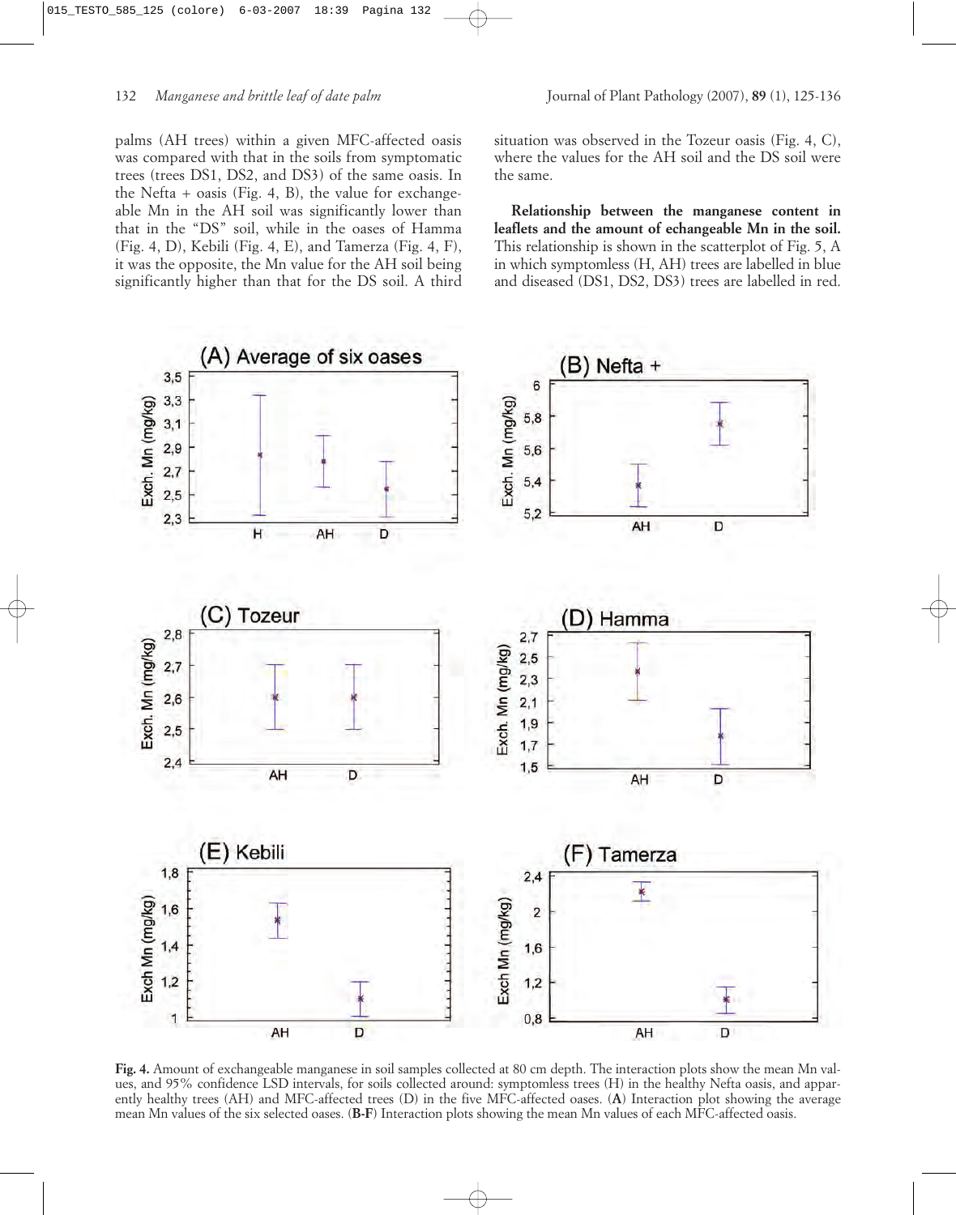palms (AH trees) within a given MFC-affected oasis was compared with that in the soils from symptomatic trees (trees DS1, DS2, and DS3) of the same oasis. In the Nefta + oasis (Fig. 4, B), the value for exchangeable Mn in the AH soil was significantly lower than that in the "DS" soil, while in the oases of Hamma (Fig. 4, D), Kebili (Fig. 4, E), and Tamerza (Fig. 4, F), it was the opposite, the Mn value for the AH soil being significantly higher than that for the DS soil. A third situation was observed in the Tozeur oasis (Fig. 4, C), where the values for the AH soil and the DS soil were the same.

**Relationship between the manganese content in leaflets and the amount of echangeable Mn in the soil.** This relationship is shown in the scatterplot of Fig. 5, A in which symptomless (H, AH) trees are labelled in blue and diseased (DS1, DS2, DS3) trees are labelled in red.

**Fig. 4.** Amount of exchangeable manganese in soil samples collected at 80 cm depth. The interaction plots show the mean Mn values, and 95% confidence LSD intervals, for soils collected around: symptomless trees (H) in the healthy Nefta oasis, and apparently healthy trees (AH) and MFC-affected trees (D) in the five MFC-affected oases. (**A**) Interaction plot showing the average mean Mn values of the six selected oases. (**B-F**) Interaction plots showing the mean Mn values of each MFC-affected oasis.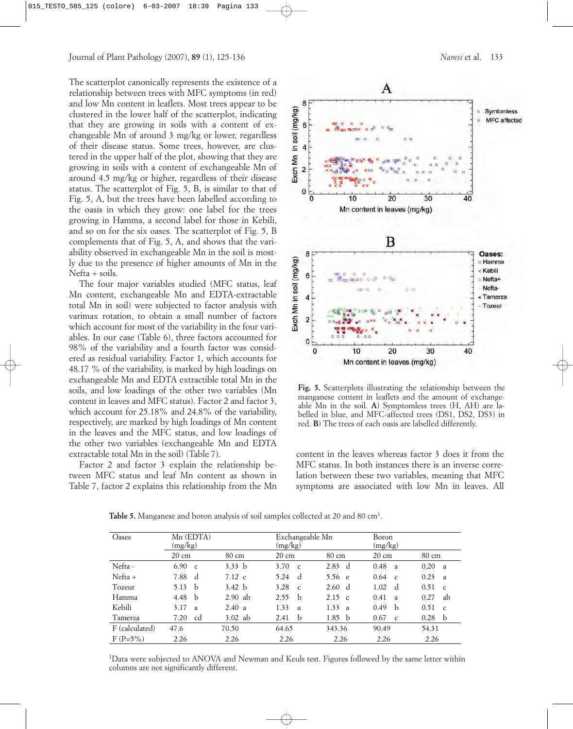The scatterplot canonically represents the existence of a relationship between trees with MFC symptoms (in red) and low Mn content in leaflets. Most trees appear to be clustered in the lower half of the scatterplot, indicating that they are growing in soils with a content of exchangeable Mn of around 3 mg/kg or lower, regardless of their disease status. Some trees, however, are clustered in the upper half of the plot, showing that they are growing in soils with a content of exchangeable Mn of around 4.5 mg/kg or higher, regardless of their disease status. The scatterplot of Fig. 5, B, is similar to that of Fig. 5, A, but the trees have been labelled according to the oasis in which they grow: one label for the trees growing in Hamma, a second label for those in Kebili, and so on for the six oases. The scatterplot of Fig. 5, B complements that of Fig. 5, A, and shows that the variability observed in exchangeable Mn in the soil is mostly due to the presence of higher amounts of Mn in the Nefta + soils.

The four major variables studied (MFC status, leaf Mn content, exchangeable Mn and EDTA-extractable total Mn in soil) were subjected to factor analysis with varimax rotation, to obtain a small number of factors which account for most of the variability in the four variables. In our case (Table 6), three factors accounted for 98% of the variability and a fourth factor was considered as residual variability. Factor 1, which accounts for 48.17 % of the variability, is marked by high loadings on exchangeable Mn and EDTA extractible total Mn in the soils, and low loadings of the other two variables (Mn content in leaves and MFC status). Factor 2 and factor 3, which account for 25.18% and 24.8% of the variability, respectively, are marked by high loadings of Mn content in the leaves and the MFC status, and low loadings of the other two variables (exchangeable Mn and EDTA extractable total Mn in the soil) (Table 7).

Factor 2 and factor 3 explain the relationship between MFC status and leaf Mn content as shown in Table 7, factor 2 explains this relationship from the Mn content in the leaves whereas factor 3 does it from the MFC status. In both instances there is an inverse correlation between these two variables, meaning that MFC symptoms are associated with low Mn in leaves. All

**Fig. 5.** Scatterplots illustrating the relationship between the manganese content in leaflets and the amount of exchangeable Mn in the soil. **A**) Symptomless trees (H, AH) are labelled in blue, and MFC-affected trees (DS1, DS2, DS3) in red. **B**) The trees of each oasis are labelled differently.

**Table 5.** Manganese and boron analysis of soil samples collected at 20 and 80 cm[1].

| Oases | Mn (EDTA) (mg/kg) | | Exchangeable Mn (mg/kg) | | Boron (mg/kg) | |
|---|---|---|---|---|---|---|
| | 20 cm | 80 cm | 20 cm | 80 cm | 20 cm | 80 cm |
| Nefta - | 6.90 c | 3.33 b | 3.70 c | 2.83 d | 0.48 a | 0.20 a |
| Nefta + | 7.88 d | 7.12 c | 5.24 d | 5.56 e | 0.64 c | 0.23 a |
| Tozeur | 5.13 b | 3.42 b | 3.28 c | 2.60 d | 1.02 d | 0.51 c |
| Hamma | 4.48 b | 2.90 ab | 2.55 b | 2.15 c | 0.41 a | 0.27 ab |
| Kebili | 3.17 a | 2.40 a | 1.33 a | 1.33 a | 0.49 b | 0.51 c |
| Tamerza | 7.20 cd | 3.02 ab | 2.41 b | 1.85 b | 0.67 c | 0.28 b |
| F (calculated) | 47.6 | 70.50 | 64.65 | 343.36 | 90.49 | 54.31 |
| F (P=5%) | 2.26 | 2.26 | 2.26 | 2.26 | 2.26 | 2.26 |

[1]Data were subjected to ANOVA and Newman and Keuls test. Figures followed by the same letter within columns are not significantly different.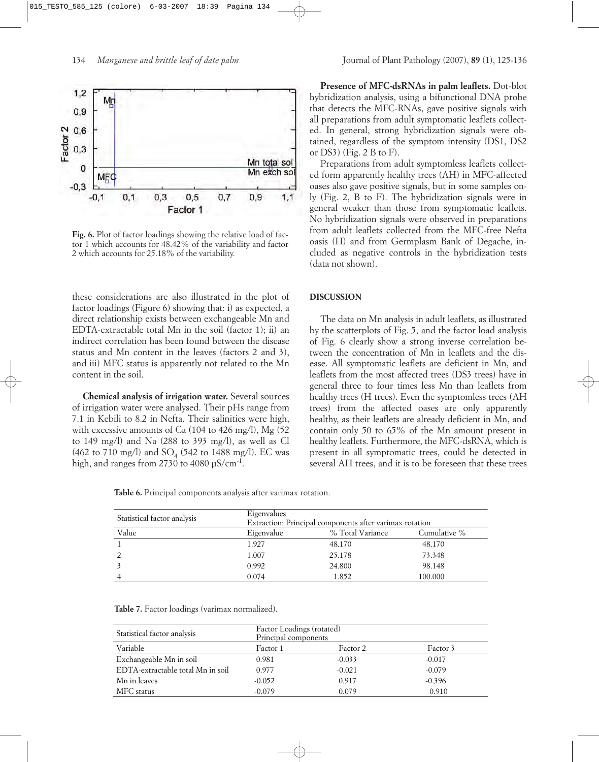Fig. 6. Plot of factor loadings showing the relative load of factor 1 which accounts for 48.42% of the variability and factor 2 which accounts for 25.18% of the variability.

these considerations are also illustrated in the plot of factor loadings (Figure 6) showing that: i) as expected, a direct relationship exists between exchangeable Mn and EDTA-extractable total Mn in the soil (factor 1); ii) an indirect correlation has been found between the disease status and Mn content in the leaves (factors 2 and 3), and iii) MFC status is apparently not related to the Mn content in the soil.

**Chemical analysis of irrigation water.** Several sources of irrigation water were analysed. Their pHs range from 7.1 in Kebili to 8.2 in Nefta. Their salinities were high, with excessive amounts of Ca (104 to 426 mg/l), Mg (52 to 149 mg/l) and Na (288 to 393 mg/l), as well as Cl (462 to 710 mg/l) and $SO_4$ (542 to 1488 mg/l). EC was high, and ranges from 2730 to 4080 µS/cm$^{-1}$.

**Presence of MFC-dsRNAs in palm leaflets.** Dot-blot hybridization analysis, using a bifunctional DNA probe that detects the MFC-RNAs, gave positive signals with all preparations from adult symptomatic leaflets collected. In general, strong hybridization signals were obtained, regardless of the symptom intensity (DS1, DS2 or DS3) (Fig. 2 B to F).

Preparations from adult symptomless leaflets collected form apparently healthy trees (AH) in MFC-affected oases also gave positive signals, but in some samples only (Fig. 2, B to F). The hybridization signals were in general weaker than those from symptomatic leaflets. No hybridization signals were observed in preparations from adult leaflets collected from the MFC-free Nefta oasis (H) and from Germplasm Bank of Degache, included as negative controls in the hybridization tests (data not shown).

## DISCUSSION

The data on Mn analysis in adult leaflets, as illustrated by the scatterplots of Fig. 5, and the factor load analysis of Fig. 6 clearly show a strong inverse correlation between the concentration of Mn in leaflets and the disease. All symptomatic leaflets are deficient in Mn, and leaflets from the most affected trees (DS3 trees) have in general three to four times less Mn than leaflets from healthy trees (H trees). Even the symptomless trees (AH trees) from the affected oases are only apparently healthy, as their leaflets are already deficient in Mn, and contain only 50 to 65% of the Mn amount present in healthy leaflets. Furthermore, the MFC-dsRNA, which is present in all symptomatic trees, could be detected in several AH trees, and it is to be foreseen that these trees

**Table 6.** Principal components analysis after varimax rotation.

| Statistical factor analysis | Eigenvalues Extraction: Principal components after varimax rotation | | |
|---|---|---|---|
| Value | Eigenvalue | % Total Variance | Cumulative % |
| 1 | 1.927 | 48.170 | 48.170 |
| 2 | 1.007 | 25.178 | 73.348 |
| 3 | 0.992 | 24.800 | 98.148 |
| 4 | 0.074 | 1.852 | 100.000 |

**Table 7.** Factor loadings (varimax normalized).

| Statistical factor analysis | Factor Loadings (rotated) Principal components | | |
|---|---|---|---|
| Variable | Factor 1 | Factor 2 | Factor 3 |
| Exchangeable Mn in soil | 0.981 | -0.033 | -0.017 |
| EDTA-extractable total Mn in soil | 0.977 | -0.021 | -0.079 |
| Mn in leaves | -0.052 | 0.917 | -0.396 |
| MFC status | -0.079 | 0.079 | 0.910 |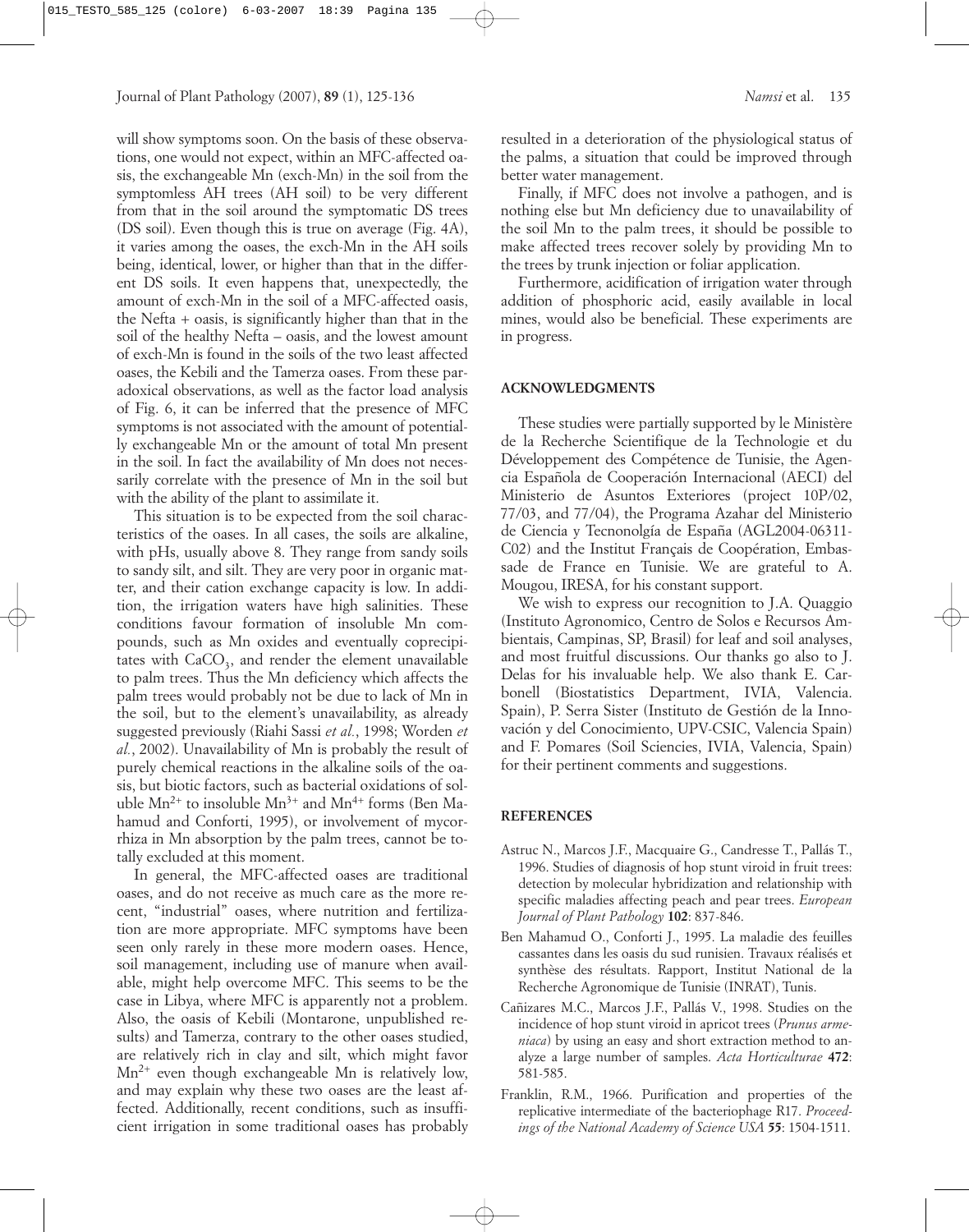will show symptoms soon. On the basis of these observations, one would not expect, within an MFC-affected oasis, the exchangeable Mn (exch-Mn) in the soil from the symptomless AH trees (AH soil) to be very different from that in the soil around the symptomatic DS trees (DS soil). Even though this is true on average (Fig. 4A), it varies among the oases, the exch-Mn in the AH soils being, identical, lower, or higher than that in the different DS soils. It even happens that, unexpectedly, the amount of exch-Mn in the soil of a MFC-affected oasis, the Nefta + oasis, is significantly higher than that in the soil of the healthy Nefta – oasis, and the lowest amount of exch-Mn is found in the soils of the two least affected oases, the Kebili and the Tamerza oases. From these paradoxical observations, as well as the factor load analysis of Fig. 6, it can be inferred that the presence of MFC symptoms is not associated with the amount of potentially exchangeable Mn or the amount of total Mn present in the soil. In fact the availability of Mn does not necessarily correlate with the presence of Mn in the soil but with the ability of the plant to assimilate it.

This situation is to be expected from the soil characteristics of the oases. In all cases, the soils are alkaline, with pHs, usually above 8. They range from sandy soils to sandy silt, and silt. They are very poor in organic matter, and their cation exchange capacity is low. In addition, the irrigation waters have high salinities. These conditions favour formation of insoluble Mn compounds, such as Mn oxides and eventually coprecipitates with $CaCO_3$, and render the element unavailable to palm trees. Thus the Mn deficiency which affects the palm trees would probably not be due to lack of Mn in the soil, but to the element's unavailability, as already suggested previously (Riahi Sassi *et al.*, 1998; Worden *et al.*, 2002). Unavailability of Mn is probably the result of purely chemical reactions in the alkaline soils of the oasis, but biotic factors, such as bacterial oxidations of soluble $Mn^{2+}$ to insoluble $Mn^{3+}$ and $Mn^{4+}$ forms (Ben Mahamud and Conforti, 1995), or involvement of mycorrhiza in Mn absorption by the palm trees, cannot be totally excluded at this moment.

In general, the MFC-affected oases are traditional oases, and do not receive as much care as the more recent, "industrial" oases, where nutrition and fertilization are more appropriate. MFC symptoms have been seen only rarely in these more modern oases. Hence, soil management, including use of manure when available, might help overcome MFC. This seems to be the case in Libya, where MFC is apparently not a problem. Also, the oasis of Kebili (Montarone, unpublished results) and Tamerza, contrary to the other oases studied, are relatively rich in clay and silt, which might favor $Mn^{2+}$ even though exchangeable Mn is relatively low, and may explain why these two oases are the least affected. Additionally, recent conditions, such as insufficient irrigation in some traditional oases has probably resulted in a deterioration of the physiological status of the palms, a situation that could be improved through better water management.

Finally, if MFC does not involve a pathogen, and is nothing else but Mn deficiency due to unavailability of the soil Mn to the palm trees, it should be possible to make affected trees recover solely by providing Mn to the trees by trunk injection or foliar application.

Furthermore, acidification of irrigation water through addition of phosphoric acid, easily available in local mines, would also be beneficial. These experiments are in progress.

## ACKNOWLEDGMENTS

These studies were partially supported by le Ministère de la Recherche Scientifique de la Technologie et du Développement des Compétence de Tunisie, the Agencia Española de Cooperación Internacional (AECI) del Ministerio de Asuntos Exteriores (project 10P/02, 77/03, and 77/04), the Programa Azahar del Ministerio de Ciencia y Tecnonolgía de España (AGL2004-06311-C02) and the Institut Français de Coopération, Embassade de France en Tunisie. We are grateful to A. Mougou, IRESA, for his constant support.

We wish to express our recognition to J.A. Quaggio (Instituto Agronomico, Centro de Solos e Recursos Ambientais, Campinas, SP, Brasil) for leaf and soil analyses, and most fruitful discussions. Our thanks go also to J. Delas for his invaluable help. We also thank E. Carbonell (Biostatistics Department, IVIA, Valencia. Spain), P. Serra Sister (Instituto de Gestión de la Innovación y del Conocimiento, UPV-CSIC, Valencia Spain) and F. Pomares (Soil Sciencies, IVIA, Valencia, Spain) for their pertinent comments and suggestions.

## REFERENCES

Astruc N., Marcos J.F., Macquaire G., Candresse T., Pallás T., 1996. Studies of diagnosis of hop stunt viroid in fruit trees: detection by molecular hybridization and relationship with specific maladies affecting peach and pear trees. *European Journal of Plant Pathology* **102**: 837-846.

Ben Mahamud O., Conforti J., 1995. La maladie des feuilles cassantes dans les oasis du sud runisien. Travaux réalisés et synthèse des résultats. Rapport, Institut National de la Recherche Agronomique de Tunisie (INRAT), Tunis.

Cañizares M.C., Marcos J.F., Pallás V., 1998. Studies on the incidence of hop stunt viroid in apricot trees (*Prunus armeniaca*) by using an easy and short extraction method to analyze a large number of samples. *Acta Horticulturae* **472**: 581-585.

Franklin, R.M., 1966. Purification and properties of the replicative intermediate of the bacteriophage R17. *Proceedings of the National Academy of Science USA* **55**: 1504-1511.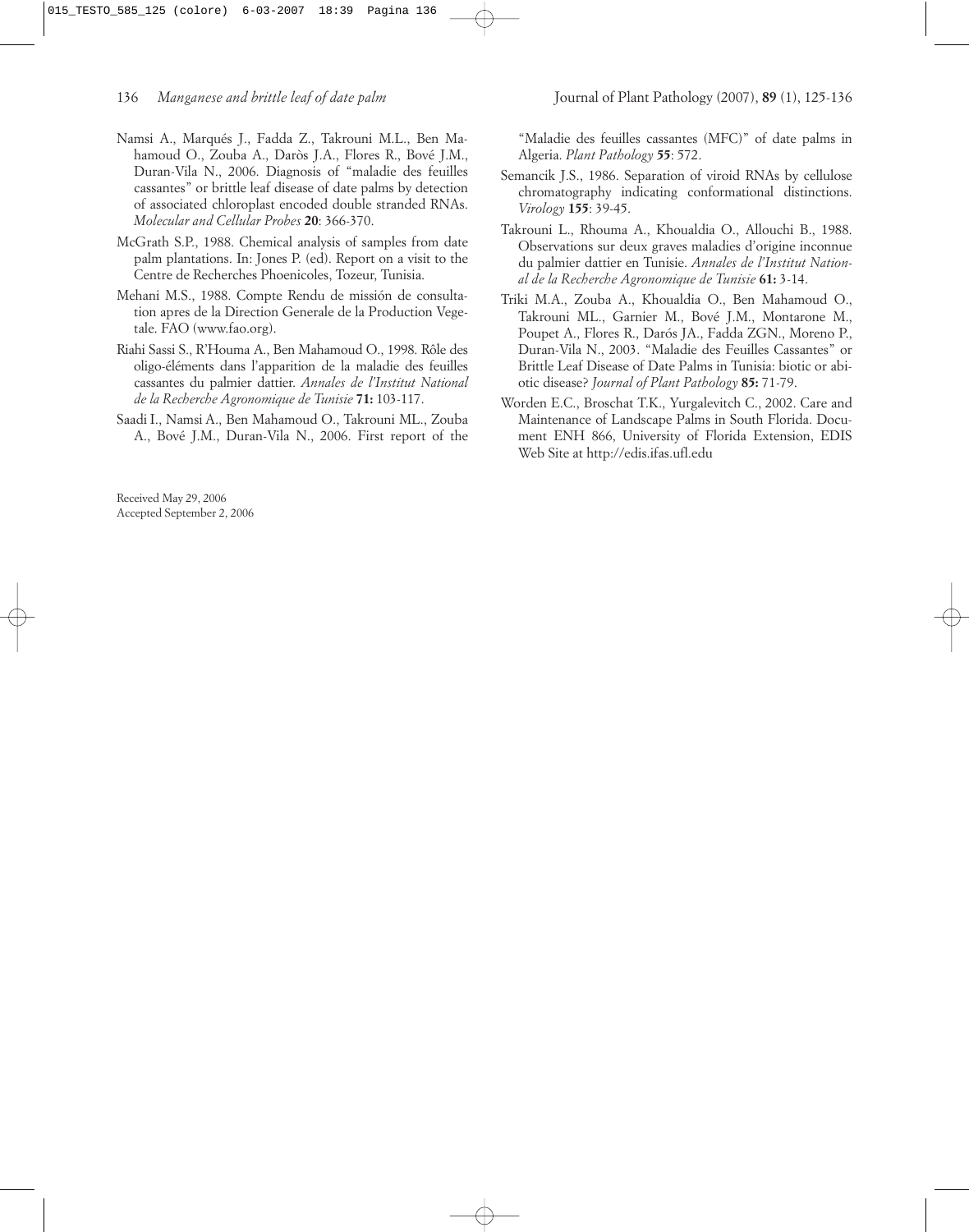Namsi A., Marqués J., Fadda Z., Takrouni M.L., Ben Mahamoud O., Zouba A., Darós J.A., Flores R., Bové J.M., Duran-Vila N., 2006. Diagnosis of "maladie des feuilles cassantes" or brittle leaf disease of date palms by detection of associated chloroplast encoded double stranded RNAs. *Molecular and Cellular Probes* **20**: 366-370.

McGrath S.P., 1988. Chemical analysis of samples from date palm plantations. In: Jones P. (ed). Report on a visit to the Centre de Recherches Phoenicoles, Tozeur, Tunisia.

Mehani M.S., 1988. Compte Rendu de missión de consultation apres de la Direction Generale de la Production Vegetale. FAO (www.fao.org).

Riahi Sassi S., R'Houma A., Ben Mahamoud O., 1998. Rôle des oligo-éléments dans l'apparition de la maladie des feuilles cassantes du palmier dattier. *Annales de l'Institut National de la Recherche Agronomique de Tunisie* **71:** 103-117.

Saadi I., Namsi A., Ben Mahamoud O., Takrouni ML., Zouba A., Bové J.M., Duran-Vila N., 2006. First report of the "Maladie des feuilles cassantes (MFC)" of date palms in Algeria. *Plant Pathology* **55**: 572.

Semancik J.S., 1986. Separation of viroid RNAs by cellulose chromatography indicating conformational distinctions. *Virology* **155**: 39-45.

Takrouni L., Rhouma A., Khoualdia O., Allouchi B., 1988. Observations sur deux graves maladies d'origine inconnue du palmier dattier en Tunisie. *Annales de l'Institut National de la Recherche Agronomique de Tunisie* **61:** 3-14.

Triki M.A., Zouba A., Khoualdia O., Ben Mahamoud O., Takrouni ML., Garnier M., Bové J.M., Montarone M., Poupet A., Flores R., Darós JA., Fadda ZGN., Moreno P., Duran-Vila N., 2003. "Maladie des Feuilles Cassantes" or Brittle Leaf Disease of Date Palms in Tunisia: biotic or abiotic disease? *Journal of Plant Pathology* **85:** 71-79.

Worden E.C., Broschat T.K., Yurgalevitch C., 2002. Care and Maintenance of Landscape Palms in South Florida. Document ENH 866, University of Florida Extension, EDIS Web Site at http://edis.ifas.ufl.edu

Received May 29, 2006
Accepted September 2, 2006